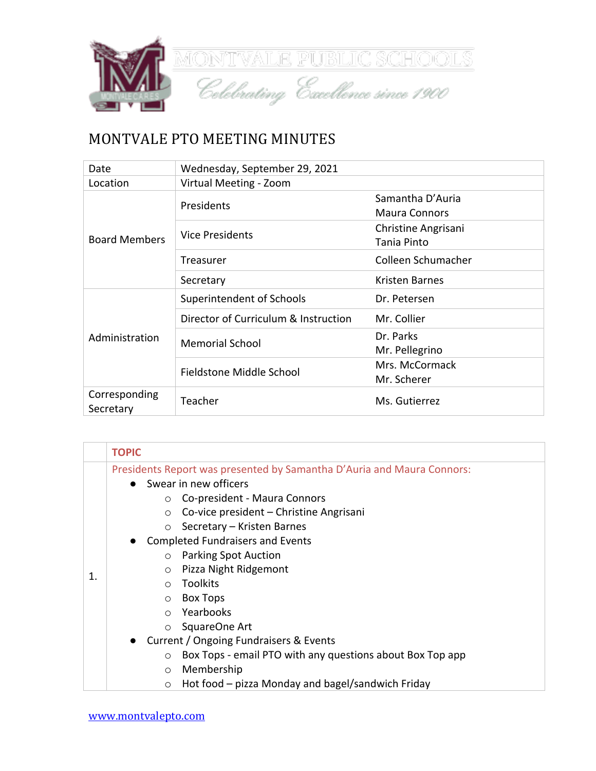MONTVALE PUBLIC SCHOOLS

*Celebrating Excellence since 1900*

# MONTVALE PTO MEETING MINUTES

| | | |
|---|---|---|
| Date | Wednesday, September 29, 2021 | |
| Location | Virtual Meeting - Zoom | |
| Board Members | Presidents | Samantha D'Auria<br>Maura Connors |
| | Vice Presidents | Christine Angrisani<br>Tania Pinto |
| | Treasurer | Colleen Schumacher |
| | Secretary | Kristen Barnes |
| Administration | Superintendent of Schools | Dr. Petersen |
| | Director of Curriculum & Instruction | Mr. Collier |
| | Memorial School | Dr. Parks<br>Mr. Pellegrino |
| | Fieldstone Middle School | Mrs. McCormack<br>Mr. Scherer |
| Corresponding Secretary | Teacher | Ms. Gutierrez |

| | TOPIC |
|---|---|
| 1. | Presidents Report was presented by Samantha D'Auria and Maura Connors:<br>● Swear in new officers<br>○ Co-president - Maura Connors<br>○ Co-vice president – Christine Angrisani<br>○ Secretary – Kristen Barnes<br>● Completed Fundraisers and Events<br>○ Parking Spot Auction<br>○ Pizza Night Ridgemont<br>○ Toolkits<br>○ Box Tops<br>○ Yearbooks<br>○ SquareOne Art<br>● Current / Ongoing Fundraisers & Events<br>○ Box Tops - email PTO with any questions about Box Top app<br>○ Membership<br>○ Hot food – pizza Monday and bagel/sandwich Friday |

www.montvalepto.com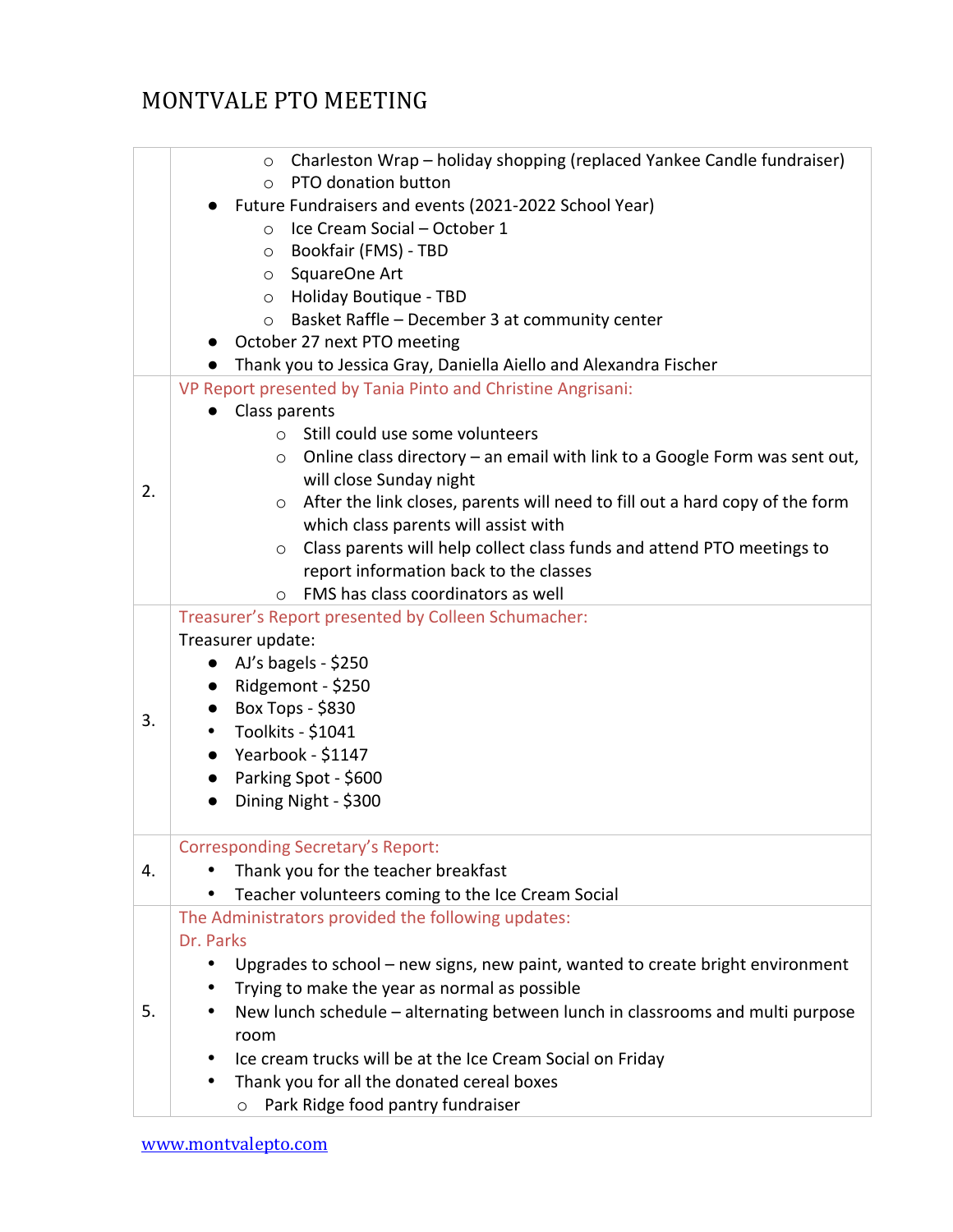# MONTVALE PTO MEETING

| | |
|---|---|
| | ◦ Charleston Wrap – holiday shopping (replaced Yankee Candle fundraiser)<br>◦ PTO donation button<br>• Future Fundraisers and events (2021-2022 School Year)<br>◦ Ice Cream Social – October 1<br>◦ Bookfair (FMS) - TBD<br>◦ SquareOne Art<br>◦ Holiday Boutique - TBD<br>◦ Basket Raffle – December 3 at community center<br>• October 27 next PTO meeting<br>• Thank you to Jessica Gray, Daniella Aiello and Alexandra Fischer |
| 2. | VP Report presented by Tania Pinto and Christine Angrisani:<br>• Class parents<br>◦ Still could use some volunteers<br>◦ Online class directory – an email with link to a Google Form was sent out, will close Sunday night<br>◦ After the link closes, parents will need to fill out a hard copy of the form which class parents will assist with<br>◦ Class parents will help collect class funds and attend PTO meetings to report information back to the classes<br>◦ FMS has class coordinators as well |
| 3. | Treasurer's Report presented by Colleen Schumacher:<br>Treasurer update:<br>• AJ's bagels - $250<br>• Ridgemont - $250<br>• Box Tops - $830<br>• Toolkits - $1041<br>• Yearbook - $1147<br>• Parking Spot - $600<br>• Dining Night - $300 |
| 4. | Corresponding Secretary's Report:<br>• Thank you for the teacher breakfast<br>• Teacher volunteers coming to the Ice Cream Social |
| 5. | The Administrators provided the following updates:<br>Dr. Parks<br>• Upgrades to school – new signs, new paint, wanted to create bright environment<br>• Trying to make the year as normal as possible<br>• New lunch schedule – alternating between lunch in classrooms and multi purpose room<br>• Ice cream trucks will be at the Ice Cream Social on Friday<br>• Thank you for all the donated cereal boxes<br>◦ Park Ridge food pantry fundraiser |

www.montvalepto.com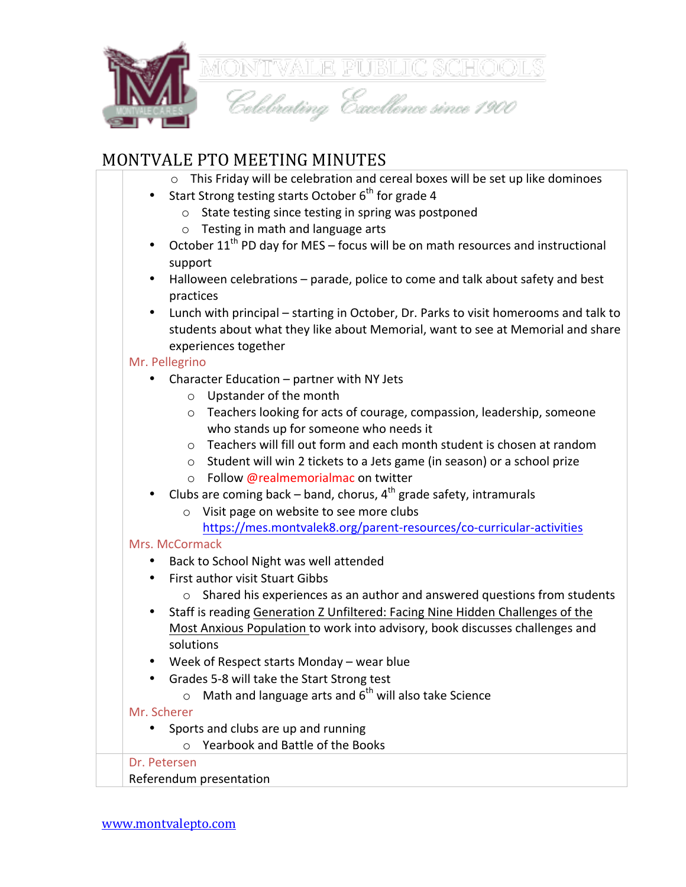# MONTVALE PTO MEETING MINUTES

- This Friday will be celebration and cereal boxes will be set up like dominoes
- Start Strong testing starts October 6th for grade 4
  - State testing since testing in spring was postponed
  - Testing in math and language arts
- October 11th PD day for MES – focus will be on math resources and instructional support
- Halloween celebrations – parade, police to come and talk about safety and best practices
- Lunch with principal – starting in October, Dr. Parks to visit homerooms and talk to students about what they like about Memorial, want to see at Memorial and share experiences together

Mr. Pellegrino

- Character Education – partner with NY Jets
  - Upstander of the month
  - Teachers looking for acts of courage, compassion, leadership, someone who stands up for someone who needs it
  - Teachers will fill out form and each month student is chosen at random
  - Student will win 2 tickets to a Jets game (in season) or a school prize
  - Follow @realmemorialmac on twitter
- Clubs are coming back – band, chorus, 4th grade safety, intramurals
  - Visit page on website to see more clubs https://mes.montvalek8.org/parent-resources/co-curricular-activities

Mrs. McCormack

- Back to School Night was well attended
- First author visit Stuart Gibbs
  - Shared his experiences as an author and answered questions from students
- Staff is reading Generation Z Unfiltered: Facing Nine Hidden Challenges of the Most Anxious Population to work into advisory, book discusses challenges and solutions
- Week of Respect starts Monday – wear blue
- Grades 5-8 will take the Start Strong test
  - Math and language arts and 6th will also take Science

Mr. Scherer

- Sports and clubs are up and running
  - Yearbook and Battle of the Books

Dr. Petersen

Referendum presentation